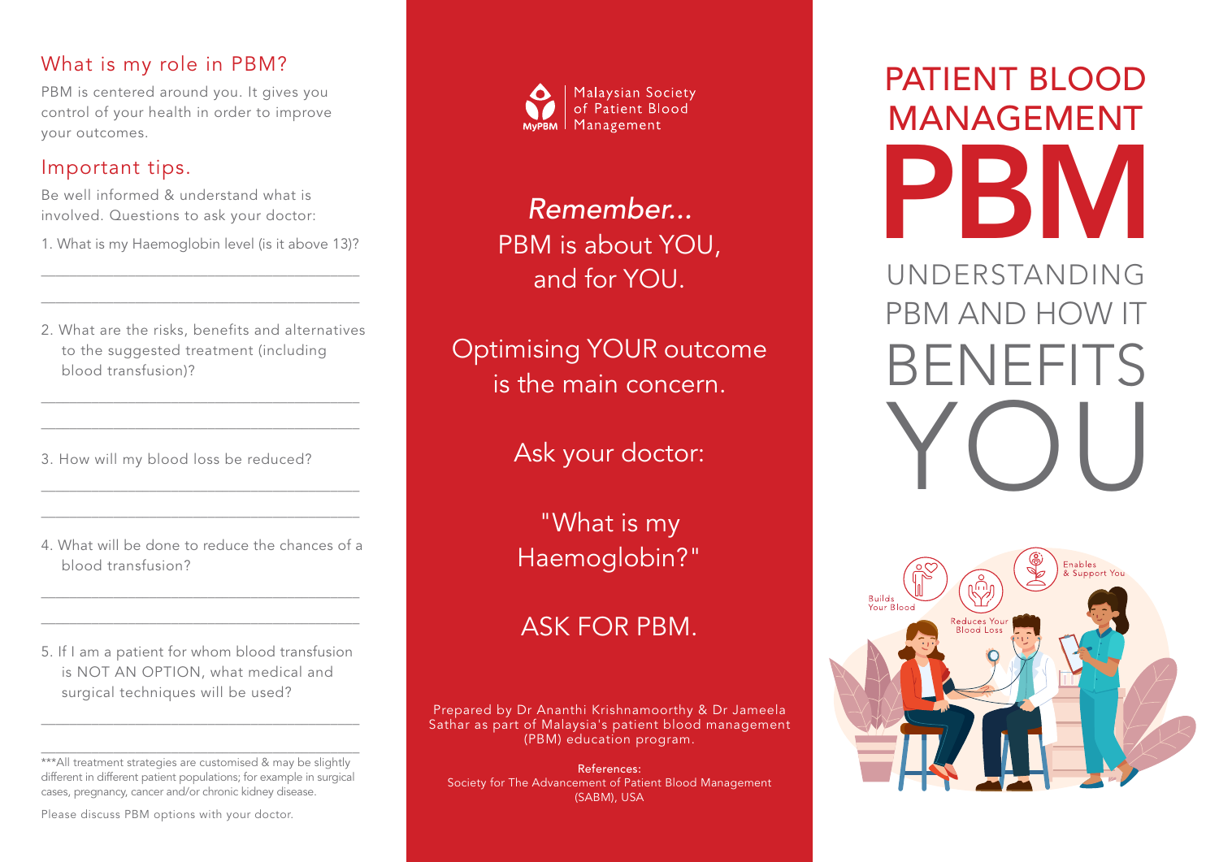## What is my role in PBM?

PBM is centered around you. It gives you control of your health in order to improve your outcomes.

## Important tips.

Be well informed & understand what is involved. Questions to ask your doctor:

1. What is my Haemoglobin level (is it above 13)?

\_\_\_\_\_\_\_\_\_\_\_\_\_\_\_\_\_\_\_\_\_\_\_\_\_\_\_\_\_\_\_\_\_\_\_\_

\_\_\_\_\_\_\_\_\_\_\_\_\_\_\_\_\_\_\_\_\_\_\_\_\_\_\_\_\_\_\_\_\_\_\_\_

2. What are the risks, benefits and alternatives to the suggested treatment (including blood transfusion)?

\_\_\_\_\_\_\_\_\_\_\_\_\_\_\_\_\_\_\_\_\_\_\_\_\_\_\_\_\_\_\_\_\_\_\_\_

\_\_\_\_\_\_\_\_\_\_\_\_\_\_\_\_\_\_\_\_\_\_\_\_\_\_\_\_\_\_\_\_\_\_\_\_

3. How will my blood loss be reduced?

\_\_\_\_\_\_\_\_\_\_\_\_\_\_\_\_\_\_\_\_\_\_\_\_\_\_\_\_\_\_\_\_\_\_\_\_

\_\_\_\_\_\_\_\_\_\_\_\_\_\_\_\_\_\_\_\_\_\_\_\_\_\_\_\_\_\_\_\_\_\_\_\_

4. What will be done to reduce the chances of a blood transfusion?

\_\_\_\_\_\_\_\_\_\_\_\_\_\_\_\_\_\_\_\_\_\_\_\_\_\_\_\_\_\_\_\_\_\_\_\_

\_\_\_\_\_\_\_\_\_\_\_\_\_\_\_\_\_\_\_\_\_\_\_\_\_\_\_\_\_\_\_\_\_\_\_\_

5. If I am a patient for whom blood transfusion is NOT AN OPTION, what medical and surgical techniques will be used?

\_\_\_\_\_\_\_\_\_\_\_\_\_\_\_\_\_\_\_\_\_\_\_\_\_\_\_\_\_\_\_\_\_\_\_\_

\_\_\_\_\_\_\_\_\_\_\_\_\_\_\_\_\_\_\_\_\_\_\_\_\_\_\_\_\_\_\_\_\_\_\_\_

***All treatment strategies are customised & may be slightly different in different patient populations; for example in surgical cases, pregnancy, cancer and/or chronic kidney disease.

Please discuss PBM options with your doctor.

MyPBM | Malaysian Society of Patient Blood Management

*Remember...*
PBM is about YOU, and for YOU.

Optimising YOUR outcome is the main concern.

Ask your doctor:

"What is my Haemoglobin?"

ASK FOR PBM.

Prepared by Dr Ananthi Krishnamoorthy & Dr Jameela Sathar as part of Malaysia's patient blood management (PBM) education program.

References:
Society for The Advancement of Patient Blood Management (SABM), USA

# PATIENT BLOOD MANAGEMENT PBM

## UNDERSTANDING PBM AND HOW IT BENEFITS YOU

Builds Your Blood

Reduces Your Blood Loss

Enables & Support You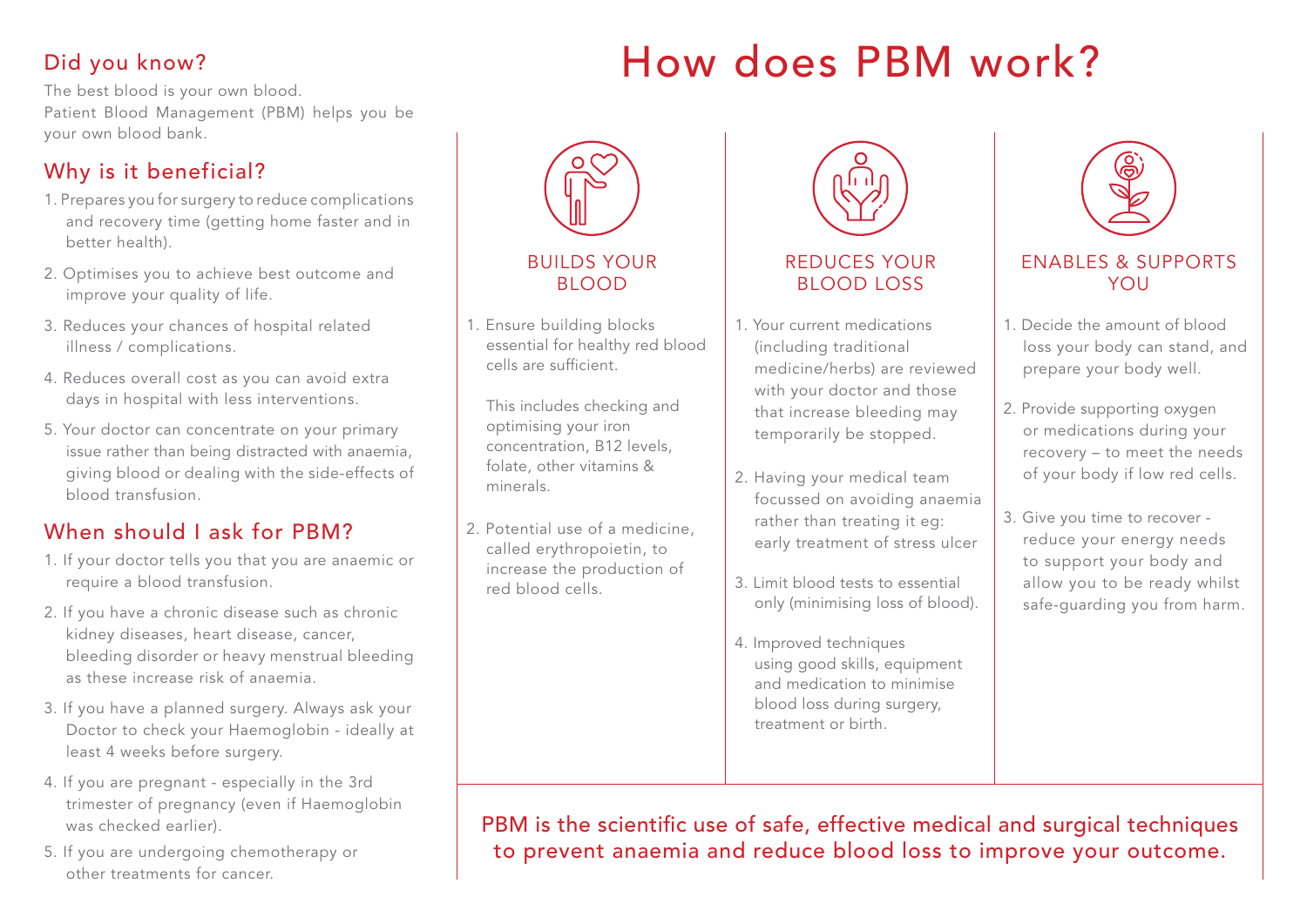## Did you know?

The best blood is your own blood.
Patient Blood Management (PBM) helps you be your own blood bank.

## Why is it beneficial?

1. Prepares you for surgery to reduce complications and recovery time (getting home faster and in better health).
2. Optimises you to achieve best outcome and improve your quality of life.
3. Reduces your chances of hospital related illness / complications.
4. Reduces overall cost as you can avoid extra days in hospital with less interventions.
5. Your doctor can concentrate on your primary issue rather than being distracted with anaemia, giving blood or dealing with the side-effects of blood transfusion.

## When should I ask for PBM?

1. If your doctor tells you that you are anaemic or require a blood transfusion.
2. If you have a chronic disease such as chronic kidney diseases, heart disease, cancer, bleeding disorder or heavy menstrual bleeding as these increase risk of anaemia.
3. If you have a planned surgery. Always ask your Doctor to check your Haemoglobin - ideally at least 4 weeks before surgery.
4. If you are pregnant - especially in the 3rd trimester of pregnancy (even if Haemoglobin was checked earlier).
5. If you are undergoing chemotherapy or other treatments for cancer.

# How does PBM work?

### BUILDS YOUR BLOOD

1. Ensure building blocks essential for healthy red blood cells are sufficient.

   This includes checking and optimising your iron concentration, B12 levels, folate, other vitamins & minerals.

2. Potential use of a medicine, called erythropoietin, to increase the production of red blood cells.

### REDUCES YOUR BLOOD LOSS

1. Your current medications (including traditional medicine/herbs) are reviewed with your doctor and those that increase bleeding may temporarily be stopped.
2. Having your medical team focussed on avoiding anaemia rather than treating it eg: early treatment of stress ulcer
3. Limit blood tests to essential only (minimising loss of blood).
4. Improved techniques using good skills, equipment and medication to minimise blood loss during surgery, treatment or birth.

### ENABLES & SUPPORTS YOU

1. Decide the amount of blood loss your body can stand, and prepare your body well.
2. Provide supporting oxygen or medications during your recovery – to meet the needs of your body if low red cells.
3. Give you time to recover - reduce your energy needs to support your body and allow you to be ready whilst safe-guarding you from harm.

PBM is the scientific use of safe, effective medical and surgical techniques to prevent anaemia and reduce blood loss to improve your outcome.